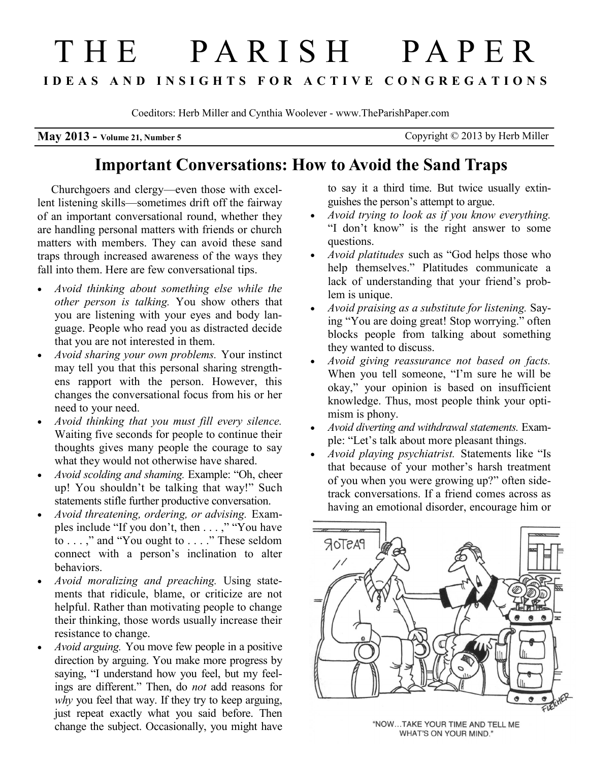# THE PARISH PAPER

**IDEAS AND INSIGHTS FOR ACTIVE CONGREGATIONS**

Coeditors: Herb Miller and Cynthia Woolever - www.TheParishPaper.com

**May 2013 - Volume 21, Number 5**

Copyright © 2013 by Herb Miller

## Important Conversations: How to Avoid the Sand Traps

Churchgoers and clergy—even those with excellent listening skills—sometimes drift off the fairway of an important conversational round, whether they are handling personal matters with friends or church matters with members. They can avoid these sand traps through increased awareness of the ways they fall into them. Here are few conversational tips.

- *Avoid thinking about something else while the other person is talking.* You show others that you are listening with your eyes and body language. People who read you as distracted decide that you are not interested in them.
- *Avoid sharing your own problems.* Your instinct may tell you that this personal sharing strengthens rapport with the person. However, this changes the conversational focus from his or her need to your need.
- *Avoid thinking that you must fill every silence.* Waiting five seconds for people to continue their thoughts gives many people the courage to say what they would not otherwise have shared.
- *Avoid scolding and shaming.* Example: "Oh, cheer up! You shouldn't be talking that way!" Such statements stifle further productive conversation.
- *Avoid threatening, ordering, or advising.* Examples include "If you don't, then . . . ," "You have to . . . ," and "You ought to . . . ." These seldom connect with a person's inclination to alter behaviors.
- *Avoid moralizing and preaching.* Using statements that ridicule, blame, or criticize are not helpful. Rather than motivating people to change their thinking, those words usually increase their resistance to change.
- *Avoid arguing.* You move few people in a positive direction by arguing. You make more progress by saying, "I understand how you feel, but my feelings are different." Then, do *not* add reasons for *why* you feel that way. If they try to keep arguing, just repeat exactly what you said before. Then change the subject. Occasionally, you might have to say it a third time. But twice usually extinguishes the person's attempt to argue.
- *Avoid trying to look as if you know everything.* "I don't know" is the right answer to some questions.
- *Avoid platitudes* such as "God helps those who help themselves." Platitudes communicate a lack of understanding that your friend's problem is unique.
- *Avoid praising as a substitute for listening.* Saying "You are doing great! Stop worrying." often blocks people from talking about something they wanted to discuss.
- *Avoid giving reassurance not based on facts.* When you tell someone, "I'm sure he will be okay," your opinion is based on insufficient knowledge. Thus, most people think your optimism is phony.
- *Avoid diverting and withdrawal statements.* Example: "Let's talk about more pleasant things.
- *Avoid playing psychiatrist.* Statements like "Is that because of your mother's harsh treatment of you when you were growing up?" often sidetrack conversations. If a friend comes across as having an emotional disorder, encourage him or

"NOW...TAKE YOUR TIME AND TELL ME WHAT'S ON YOUR MIND."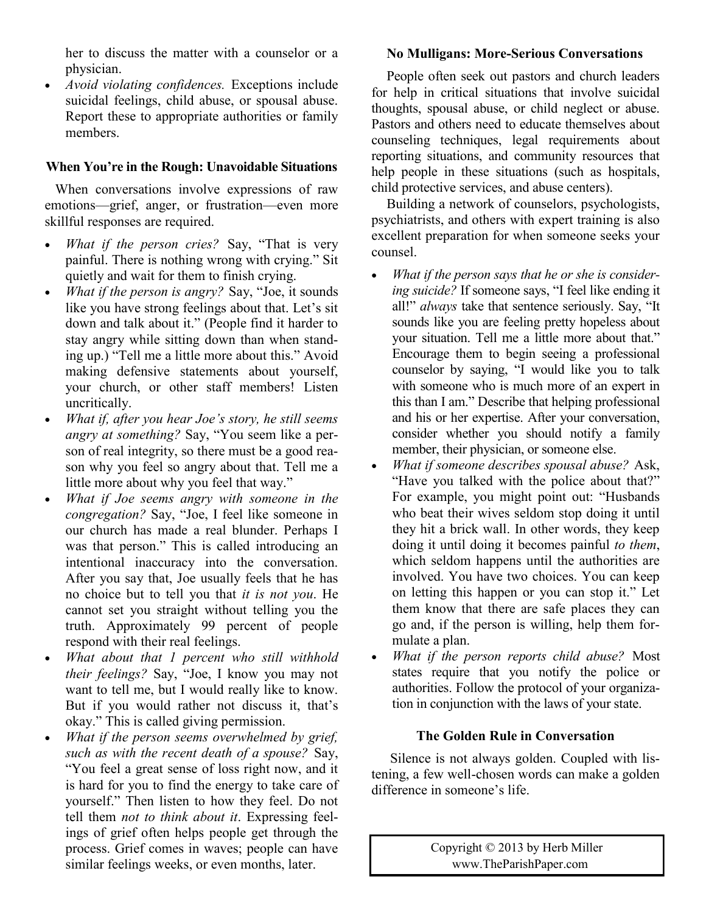her to discuss the matter with a counselor or a physician.

- *Avoid violating confidences.* Exceptions include suicidal feelings, child abuse, or spousal abuse. Report these to appropriate authorities or family members.

### When You're in the Rough: Unavoidable Situations

When conversations involve expressions of raw emotions—grief, anger, or frustration—even more skillful responses are required.

- *What if the person cries?* Say, "That is very painful. There is nothing wrong with crying." Sit quietly and wait for them to finish crying.
- *What if the person is angry?* Say, "Joe, it sounds like you have strong feelings about that. Let's sit down and talk about it." (People find it harder to stay angry while sitting down than when standing up.) "Tell me a little more about this." Avoid making defensive statements about yourself, your church, or other staff members! Listen uncritically.
- *What if, after you hear Joe's story, he still seems angry at something?* Say, "You seem like a person of real integrity, so there must be a good reason why you feel so angry about that. Tell me a little more about why you feel that way."
- *What if Joe seems angry with someone in the congregation?* Say, "Joe, I feel like someone in our church has made a real blunder. Perhaps I was that person." This is called introducing an intentional inaccuracy into the conversation. After you say that, Joe usually feels that he has no choice but to tell you that *it is not you*. He cannot set you straight without telling you the truth. Approximately 99 percent of people respond with their real feelings.
- *What about that 1 percent who still withhold their feelings?* Say, "Joe, I know you may not want to tell me, but I would really like to know. But if you would rather not discuss it, that's okay." This is called giving permission.
- *What if the person seems overwhelmed by grief, such as with the recent death of a spouse?* Say, "You feel a great sense of loss right now, and it is hard for you to find the energy to take care of yourself." Then listen to how they feel. Do not tell them *not to think about it*. Expressing feelings of grief often helps people get through the process. Grief comes in waves; people can have similar feelings weeks, or even months, later.

### No Mulligans: More-Serious Conversations

People often seek out pastors and church leaders for help in critical situations that involve suicidal thoughts, spousal abuse, or child neglect or abuse. Pastors and others need to educate themselves about counseling techniques, legal requirements about reporting situations, and community resources that help people in these situations (such as hospitals, child protective services, and abuse centers).

Building a network of counselors, psychologists, psychiatrists, and others with expert training is also excellent preparation for when someone seeks your counsel.

- *What if the person says that he or she is considering suicide?* If someone says, "I feel like ending it all!" *always* take that sentence seriously. Say, "It sounds like you are feeling pretty hopeless about your situation. Tell me a little more about that." Encourage them to begin seeing a professional counselor by saying, "I would like you to talk with someone who is much more of an expert in this than I am." Describe that helping professional and his or her expertise. After your conversation, consider whether you should notify a family member, their physician, or someone else.
- *What if someone describes spousal abuse?* Ask, "Have you talked with the police about that?" For example, you might point out: "Husbands who beat their wives seldom stop doing it until they hit a brick wall. In other words, they keep doing it until doing it becomes painful *to them*, which seldom happens until the authorities are involved. You have two choices. You can keep on letting this happen or you can stop it." Let them know that there are safe places they can go and, if the person is willing, help them formulate a plan.
- *What if the person reports child abuse?* Most states require that you notify the police or authorities. Follow the protocol of your organization in conjunction with the laws of your state.

### The Golden Rule in Conversation

Silence is not always golden. Coupled with listening, a few well-chosen words can make a golden difference in someone's life.

Copyright © 2013 by Herb Miller
www.TheParishPaper.com